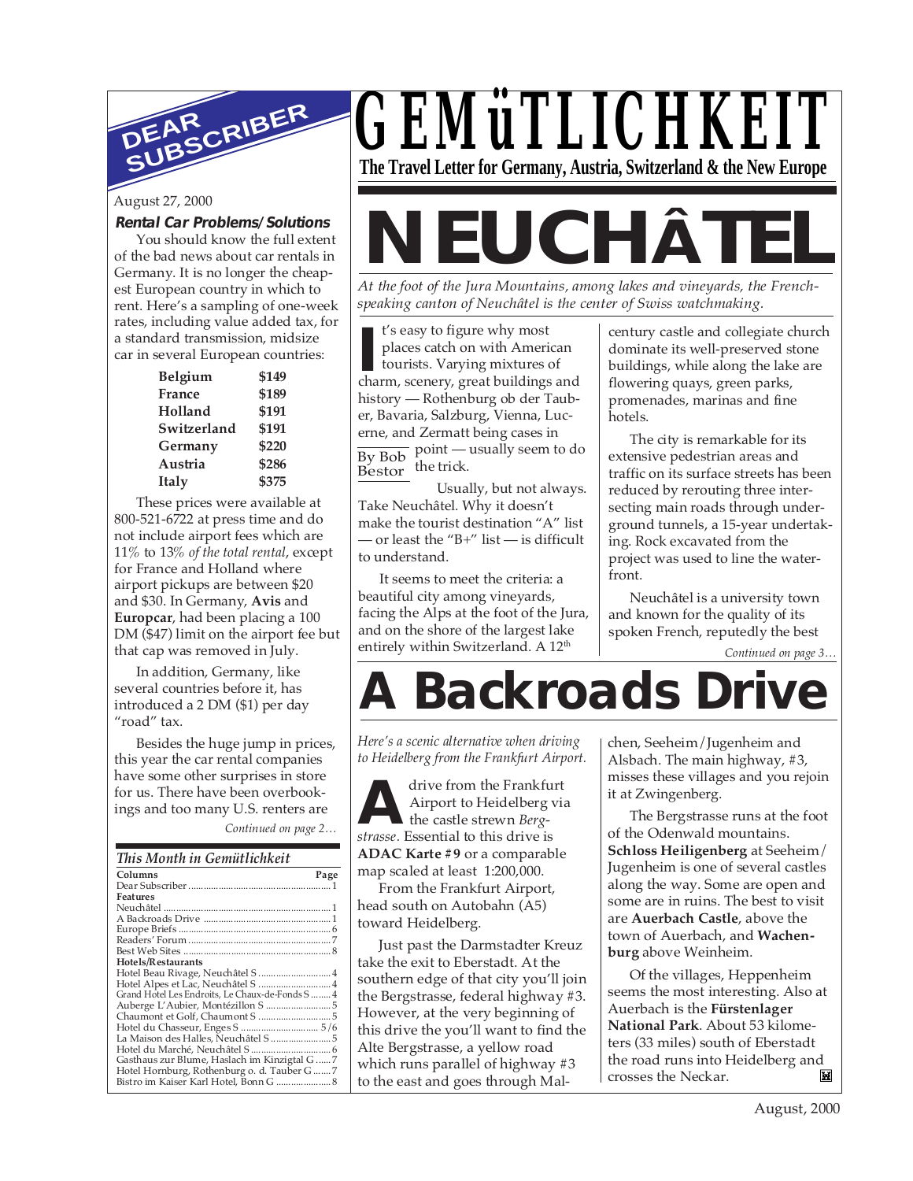# GEMüTLICHKEIT

**The Travel Letter for Germany, Austria, Switzerland & the New Europe**

## DEAR SUBSCRIBER

August 27, 2000

### Rental Car Problems/Solutions

You should know the full extent of the bad news about car rentals in Germany. It is no longer the cheapest European country in which to rent. Here's a sampling of one-week rates, including value added tax, for a standard transmission, midsize car in several European countries:

| | |
|---|---|
| Belgium | $149 |
| France | $189 |
| Holland | $191 |
| Switzerland | $191 |
| Germany | $220 |
| Austria | $286 |
| Italy | $375 |

These prices were available at 800-521-6722 at press time and do not include airport fees which are 11% to 13% *of the total rental*, except for France and Holland where airport pickups are between $20 and $30. In Germany, **Avis** and **Europcar**, had been placing a 100 DM ($47) limit on the airport fee but that cap was removed in July.

In addition, Germany, like several countries before it, has introduced a 2 DM ($1) per day "road" tax.

Besides the huge jump in prices, this year the car rental companies have some other surprises in store for us. There have been overbookings and too many U.S. renters are

*Continued on page 2…*

### *This Month in Gemütlichkeit*

| Columns | Page |
|---|---|
| Dear Subscriber | 1 |
| **Features** | |
| Neuchâtel | 1 |
| A Backroads Drive | 1 |
| Europe Briefs | 6 |
| Readers' Forum | 7 |
| Best Web Sites | 8 |
| **Hotels/Restaurants** | |
| Hotel Beau Rivage, Neuchâtel S | 4 |
| Hotel Alpes et Lac, Neuchâtel S | 4 |
| Grand Hotel Les Endroits, Le Chaux-de-Fonds S | 4 |
| Auberge L'Aubier, Montézillon S | 5 |
| Chaumont et Golf, Chaumont S | 5 |
| Hotel du Chasseur, Enges S | 5/6 |
| La Maison des Halles, Neuchâtel S | 5 |
| Hotel du Marché, Neuchâtel S | 6 |
| Gasthaus zur Blume, Haslach im Kinzigtal G | 7 |
| Hotel Hornburg, Rothenburg o. d. Tauber G | 7 |
| Bistro im Kaiser Karl Hotel, Bonn G | 8 |

# NEUCHÂTEL

*At the foot of the Jura Mountains, among lakes and vineyards, the French-speaking canton of Neuchâtel is the center of Swiss watchmaking.*

By Bob Bestor

It's easy to figure why most places catch on with American tourists. Varying mixtures of charm, scenery, great buildings and history — Rothenburg ob der Tauber, Bavaria, Salzburg, Vienna, Lucerne, and Zermatt being cases in point — usually seem to do the trick.

Usually, but not always. Take Neuchâtel. Why it doesn't make the tourist destination "A" list — or least the "B+" list — is difficult to understand.

It seems to meet the criteria: a beautiful city among vineyards, facing the Alps at the foot of the Jura, and on the shore of the largest lake entirely within Switzerland. A 12th century castle and collegiate church dominate its well-preserved stone buildings, while along the lake are flowering quays, green parks, promenades, marinas and fine hotels.

The city is remarkable for its extensive pedestrian areas and traffic on its surface streets has been reduced by rerouting three intersecting main roads through underground tunnels, a 15-year undertaking. Rock excavated from the project was used to line the waterfront.

Neuchâtel is a university town and known for the quality of its spoken French, reputedly the best

*Continued on page 3…*

# A Backroads Drive

*Here's a scenic alternative when driving to Heidelberg from the Frankfurt Airport.*

A drive from the Frankfurt Airport to Heidelberg via the castle strewn *Bergstrasse*. Essential to this drive is **ADAC Karte #9** or a comparable map scaled at least 1:200,000.

From the Frankfurt Airport, head south on Autobahn (A5) toward Heidelberg.

Just past the Darmstadter Kreuz take the exit to Eberstadt. At the southern edge of that city you'll join the Bergstrasse, federal highway #3. However, at the very beginning of this drive the you'll want to find the Alte Bergstrasse, a yellow road which runs parallel of highway #3 to the east and goes through Malchen, Seeheim/Jugenheim and Alsbach. The main highway, #3, misses these villages and you rejoin it at Zwingenberg.

The Bergstrasse runs at the foot of the Odenwald mountains. **Schloss Heiligenberg** at Seeheim/Jugenheim is one of several castles along the way. Some are open and some are in ruins. The best to visit are **Auerbach Castle**, above the town of Auerbach, and **Wachenburg** above Weinheim.

Of the villages, Heppenheim seems the most interesting. Also at Auerbach is the **Fürstenlager National Park**. About 53 kilometers (33 miles) south of Eberstadt the road runs into Heidelberg and crosses the Neckar.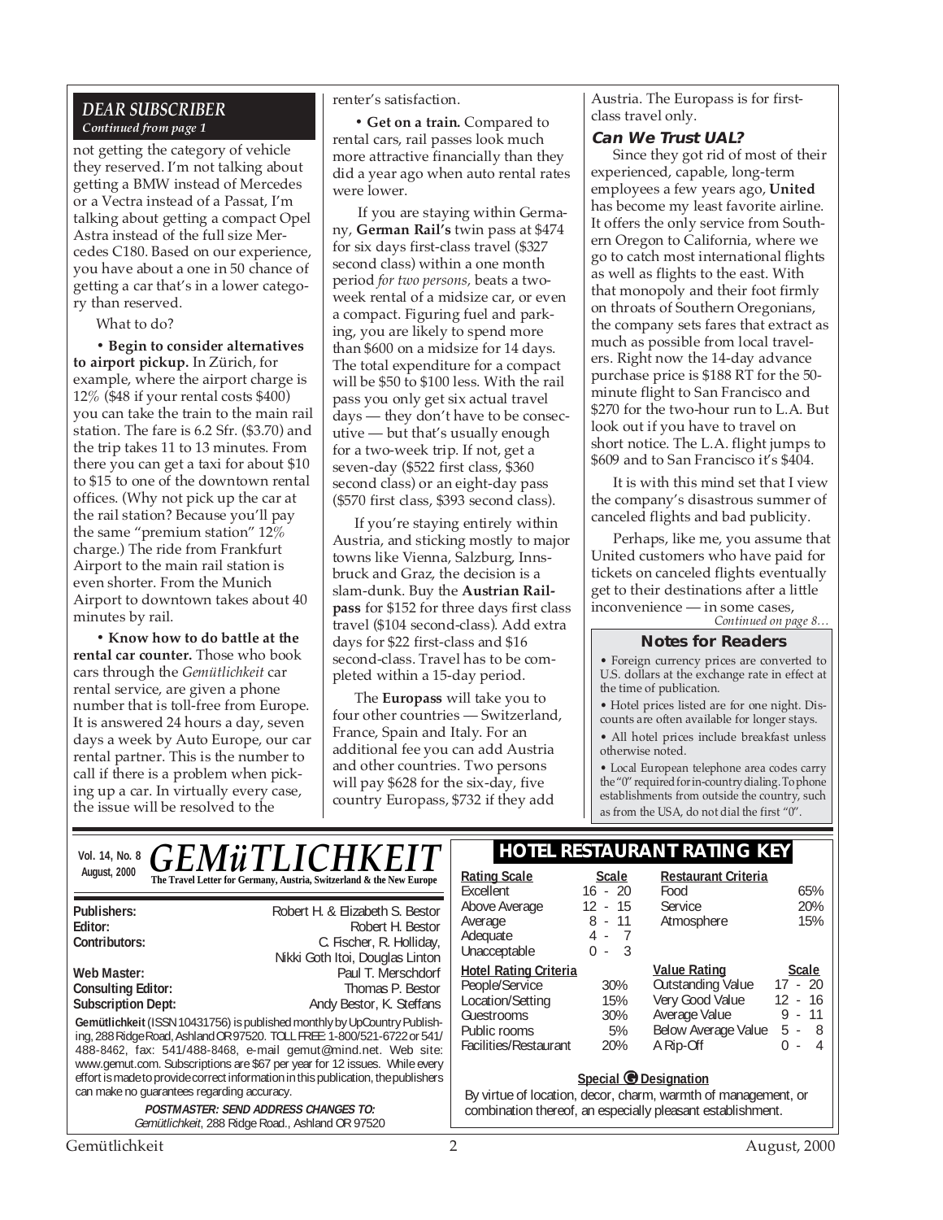### DEAR SUBSCRIBER

*Continued from page 1*

not getting the category of vehicle they reserved. I'm not talking about getting a BMW instead of Mercedes or a Vectra instead of a Passat, I'm talking about getting a compact Opel Astra instead of the full size Mercedes C180. Based on our experience, you have about a one in 50 chance of getting a car that's in a lower category than reserved.

What to do?

• **Begin to consider alternatives to airport pickup.** In Zürich, for example, where the airport charge is 12% ($48 if your rental costs $400) you can take the train to the main rail station. The fare is 6.2 Sfr. ($3.70) and the trip takes 11 to 13 minutes. From there you can get a taxi for about $10 to $15 to one of the downtown rental offices. (Why not pick up the car at the rail station? Because you'll pay the same "premium station" 12% charge.) The ride from Frankfurt Airport to the main rail station is even shorter. From the Munich Airport to downtown takes about 40 minutes by rail.

• **Know how to do battle at the rental car counter.** Those who book cars through the *Gemütlichkeit* car rental service, are given a phone number that is toll-free from Europe. It is answered 24 hours a day, seven days a week by Auto Europe, our car rental partner. This is the number to call if there is a problem when picking up a car. In virtually every case, the issue will be resolved to the renter's satisfaction.

• **Get on a train.** Compared to rental cars, rail passes look much more attractive financially than they did a year ago when auto rental rates were lower.

If you are staying within Germany, **German Rail's** twin pass at $474 for six days first-class travel ($327 second class) within a one month period *for two persons*, beats a two-week rental of a midsize car, or even a compact. Figuring fuel and parking, you are likely to spend more than $600 on a midsize for 14 days. The total expenditure for a compact will be $50 to $100 less. With the rail pass you only get six actual travel days — they don't have to be consecutive — but that's usually enough for a two-week trip. If not, get a seven-day ($522 first class, $360 second class) or an eight-day pass ($570 first class, $393 second class).

If you're staying entirely within Austria, and sticking mostly to major towns like Vienna, Salzburg, Innsbruck and Graz, the decision is a slam-dunk. Buy the **Austrian Railpass** for $152 for three days first class travel ($104 second-class). Add extra days for $22 first-class and $16 second-class. Travel has to be completed within a 15-day period.

The **Europass** will take you to four other countries — Switzerland, France, Spain and Italy. For an additional fee you can add Austria and other countries. Two persons will pay $628 for the six-day, five country Europass, $732 if they add Austria. The Europass is for first-class travel only.

### Can We Trust UAL?

Since they got rid of most of their experienced, capable, long-term employees a few years ago, **United** has become my least favorite airline. It offers the only service from Southern Oregon to California, where we go to catch most international flights as well as flights to the east. With that monopoly and their foot firmly on throats of Southern Oregonians, the company sets fares that extract as much as possible from local travelers. Right now the 14-day advance purchase price is $188 RT for the 50-minute flight to San Francisco and $270 for the two-hour run to L.A. But look out if you have to travel on short notice. The L.A. flight jumps to $609 and to San Francisco it's $404.

It is with this mind set that I view the company's disastrous summer of canceled flights and bad publicity.

Perhaps, like me, you assume that United customers who have paid for tickets on canceled flights eventually get to their destinations after a little inconvenience — in some cases,

*Continued on page 8…*

### Notes for Readers

• Foreign currency prices are converted to U.S. dollars at the exchange rate in effect at the time of publication.

• Hotel prices listed are for one night. Discounts are often available for longer stays.

• All hotel prices include breakfast unless otherwise noted.

• Local European telephone area codes carry the "0" required for in-country dialing. To phone establishments from outside the country, such as from the USA, do not dial the first "0".

---

**Vol. 14, No. 8**
**August, 2000**

# GEMüTLICHKEIT

**The Travel Letter for Germany, Austria, Switzerland & the New Europe**

| | |
|---|---|
| **Publishers:** | Robert H. & Elizabeth S. Bestor |
| **Editor:** | Robert H. Bestor |
| **Contributors:** | C. Fischer, R. Holliday, Nikki Goth Itoi, Douglas Linton |
| **Web Master:** | Paul T. Merschdorf |
| **Consulting Editor:** | Thomas P. Bestor |
| **Subscription Dept:** | Andy Bestor, K. Steffans |

**Gemütlichkeit** (ISSN 10431756) is published monthly by UpCountry Publishing, 288 Ridge Road, Ashland OR 97520. TOLL FREE: 1-800/521-6722 or 541/488-8462, fax: 541/488-8468, e-mail gemut@mind.net. Web site: www.gemut.com. Subscriptions are $67 per year for 12 issues. While every effort is made to provide correct information in this publication, the publishers can make no guarantees regarding accuracy.

***POSTMASTER: SEND ADDRESS CHANGES TO:***
*Gemütlichkeit*, 288 Ridge Road., Ashland OR 97520

## HOTEL RESTAURANT RATING KEY

| Rating Scale | Scale |
|---|---|
| Excellent | 16 - 20 |
| Above Average | 12 - 15 |
| Average | 8 - 11 |
| Adequate | 4 - 7 |
| Unacceptable | 0 - 3 |

| Restaurant Criteria | |
|---|---|
| Food | 65% |
| Service | 20% |
| Atmosphere | 15% |

| Hotel Rating Criteria | |
|---|---|
| People/Service | 30% |
| Location/Setting | 15% |
| Guestrooms | 30% |
| Public rooms | 5% |
| Facilities/Restaurant | 20% |

| Value Rating | Scale |
|---|---|
| Outstanding Value | 17 - 20 |
| Very Good Value | 12 - 16 |
| Average Value | 9 - 11 |
| Below Average Value | 5 - 8 |
| A Rip-Off | 0 - 4 |

**Special G Designation**

By virtue of location, decor, charm, warmth of management, or combination thereof, an especially pleasant establishment.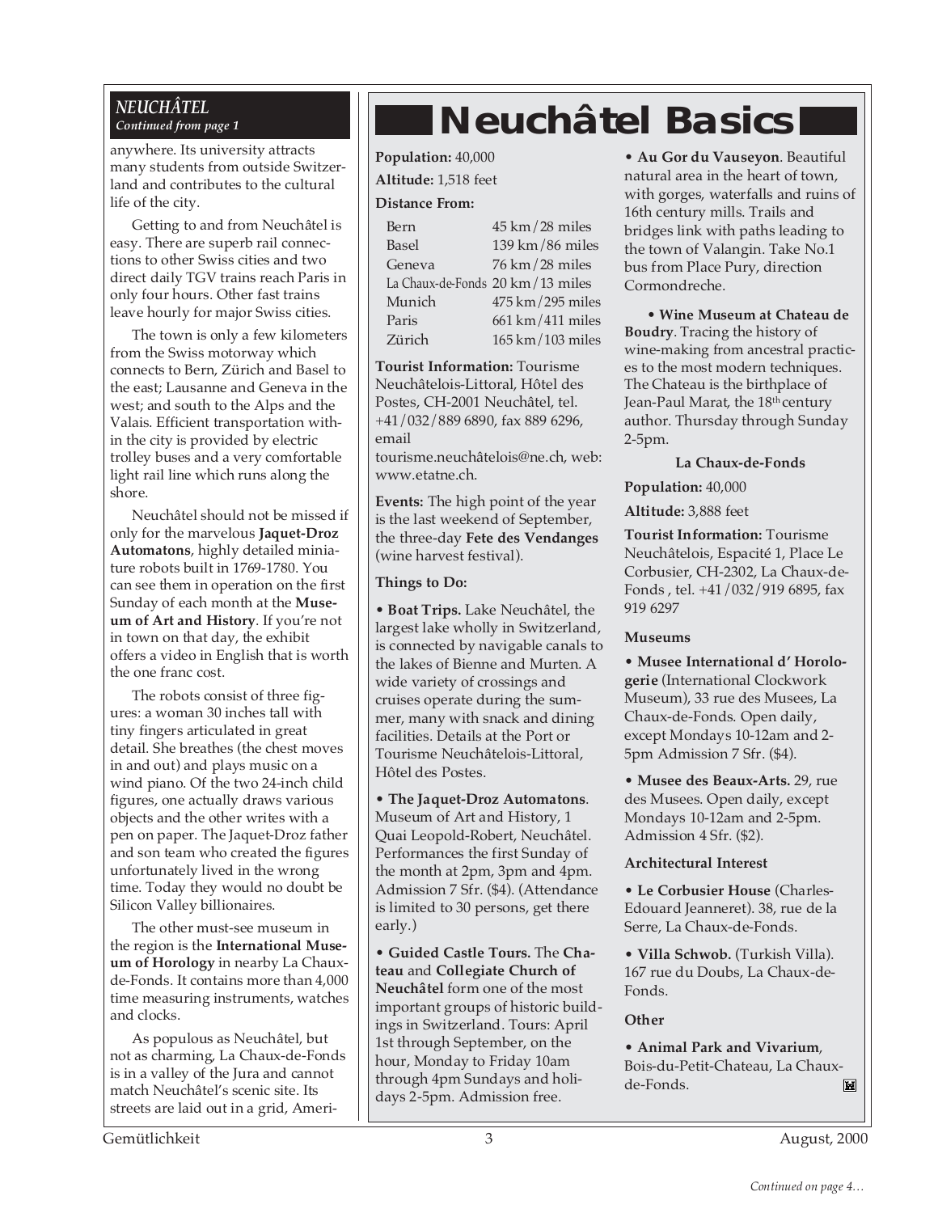*NEUCHÂTEL*
*Continued from page 1*

anywhere. Its university attracts many students from outside Switzerland and contributes to the cultural life of the city.

Getting to and from Neuchâtel is easy. There are superb rail connections to other Swiss cities and two direct daily TGV trains reach Paris in only four hours. Other fast trains leave hourly for major Swiss cities.

The town is only a few kilometers from the Swiss motorway which connects to Bern, Zürich and Basel to the east; Lausanne and Geneva in the west; and south to the Alps and the Valais. Efficient transportation within the city is provided by electric trolley buses and a very comfortable light rail line which runs along the shore.

Neuchâtel should not be missed if only for the marvelous **Jaquet-Droz Automatons**, highly detailed miniature robots built in 1769-1780. You can see them in operation on the first Sunday of each month at the **Museum of Art and History**. If you're not in town on that day, the exhibit offers a video in English that is worth the one franc cost.

The robots consist of three figures: a woman 30 inches tall with tiny fingers articulated in great detail. She breathes (the chest moves in and out) and plays music on a wind piano. Of the two 24-inch child figures, one actually draws various objects and the other writes with a pen on paper. The Jaquet-Droz father and son team who created the figures unfortunately lived in the wrong time. Today they would no doubt be Silicon Valley billionaires.

The other must-see museum in the region is the **International Museum of Horology** in nearby La Chaux-de-Fonds. It contains more than 4,000 time measuring instruments, watches and clocks.

As populous as Neuchâtel, but not as charming, La Chaux-de-Fonds is in a valley of the Jura and cannot match Neuchâtel's scenic site. Its streets are laid out in a grid, Ameri-

# Neuchâtel Basics

**Population:** 40,000

**Altitude:** 1,518 feet

**Distance From:**

| | |
|---|---|
| Bern | 45 km/28 miles |
| Basel | 139 km/86 miles |
| Geneva | 76 km/28 miles |
| La Chaux-de-Fonds | 20 km/13 miles |
| Munich | 475 km/295 miles |
| Paris | 661 km/411 miles |
| Zürich | 165 km/103 miles |

**Tourist Information:** Tourisme Neuchâtelois-Littoral, Hôtel des Postes, CH-2001 Neuchâtel, tel. +41/032/889 6890, fax 889 6296, email tourisme.neuchâtelois@ne.ch, web: www.etatne.ch.

**Events:** The high point of the year is the last weekend of September, the three-day **Fete des Vendanges** (wine harvest festival).

**Things to Do:**

• **Boat Trips.** Lake Neuchâtel, the largest lake wholly in Switzerland, is connected by navigable canals to the lakes of Bienne and Murten. A wide variety of crossings and cruises operate during the summer, many with snack and dining facilities. Details at the Port or Tourisme Neuchâtelois-Littoral, Hôtel des Postes.

• **The Jaquet-Droz Automatons**. Museum of Art and History, 1 Quai Leopold-Robert, Neuchâtel. Performances the first Sunday of the month at 2pm, 3pm and 4pm. Admission 7 Sfr. ($4). (Attendance is limited to 30 persons, get there early.)

• **Guided Castle Tours.** The **Chateau** and **Collegiate Church of Neuchâtel** form one of the most important groups of historic buildings in Switzerland. Tours: April 1st through September, on the hour, Monday to Friday 10am through 4pm Sundays and holidays 2-5pm. Admission free.

• **Au Gor du Vauseyon**. Beautiful natural area in the heart of town, with gorges, waterfalls and ruins of 16th century mills. Trails and bridges link with paths leading to the town of Valangin. Take No.1 bus from Place Pury, direction Cormondreche.

• **Wine Museum at Chateau de Boudry**. Tracing the history of wine-making from ancestral practices to the most modern techniques. The Chateau is the birthplace of Jean-Paul Marat, the 18th century author. Thursday through Sunday 2-5pm.

**La Chaux-de-Fonds**

**Population:** 40,000

**Altitude:** 3,888 feet

**Tourist Information:** Tourisme Neuchâtelois, Espacité 1, Place Le Corbusier, CH-2302, La Chaux-de-Fonds , tel. +41/032/919 6895, fax 919 6297

**Museums**

• **Musee International d' Horologerie** (International Clockwork Museum), 33 rue des Musees, La Chaux-de-Fonds. Open daily, except Mondays 10-12am and 2-5pm Admission 7 Sfr. ($4).

• **Musee des Beaux-Arts.** 29, rue des Musees. Open daily, except Mondays 10-12am and 2-5pm. Admission 4 Sfr. ($2).

**Architectural Interest**

• **Le Corbusier House** (Charles-Edouard Jeanneret). 38, rue de la Serre, La Chaux-de-Fonds.

• **Villa Schwob.** (Turkish Villa). 167 rue du Doubs, La Chaux-de-Fonds.

**Other**

• **Animal Park and Vivarium**, Bois-du-Petit-Chateau, La Chaux-de-Fonds.

*Continued on page 4…*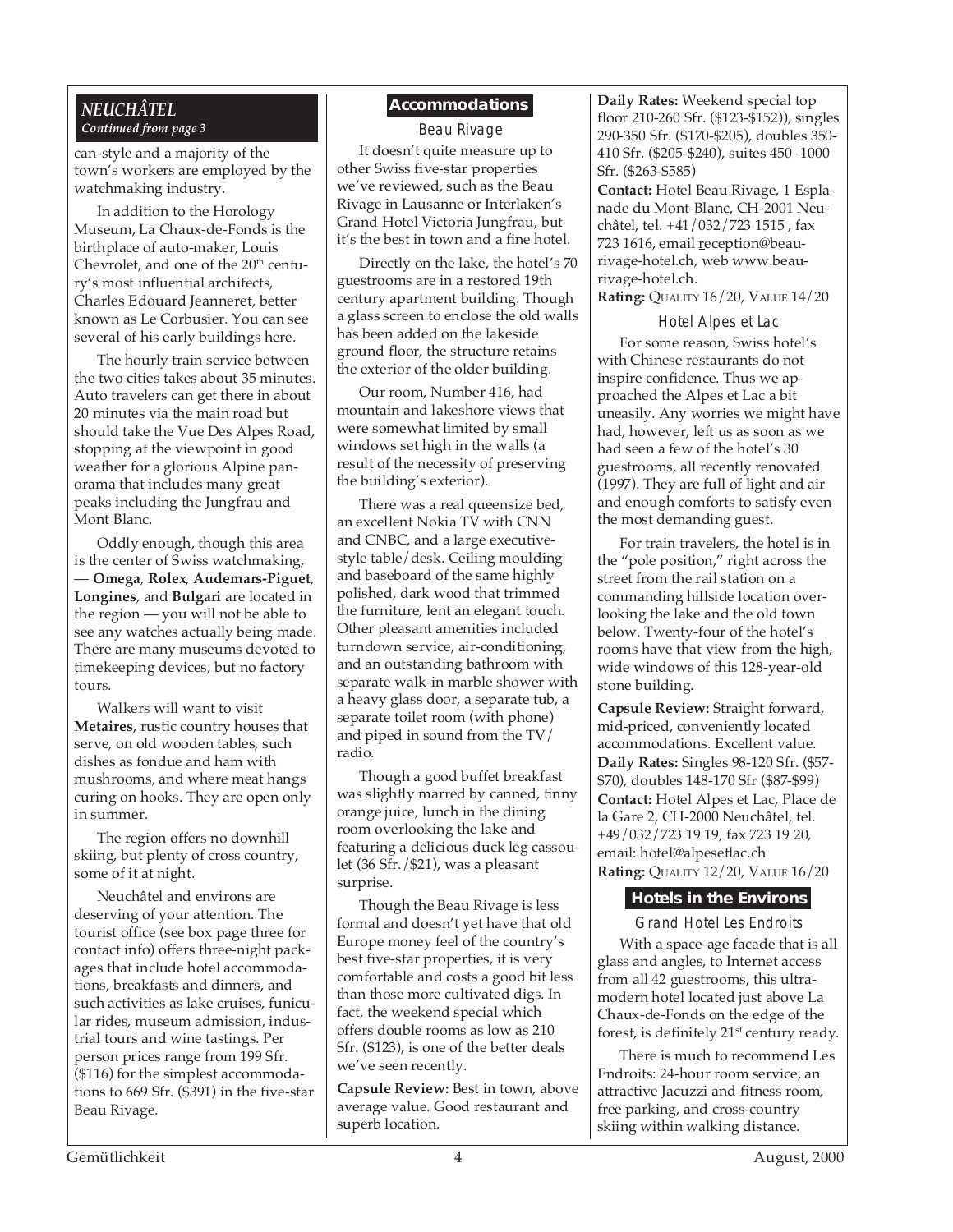## NEUCHÂTEL

*Continued from page 3*

can-style and a majority of the town's workers are employed by the watchmaking industry.

In addition to the Horology Museum, La Chaux-de-Fonds is the birthplace of auto-maker, Louis Chevrolet, and one of the 20th century's most influential architects, Charles Edouard Jeanneret, better known as Le Corbusier. You can see several of his early buildings here.

The hourly train service between the two cities takes about 35 minutes. Auto travelers can get there in about 20 minutes via the main road but should take the Vue Des Alpes Road, stopping at the viewpoint in good weather for a glorious Alpine panorama that includes many great peaks including the Jungfrau and Mont Blanc.

Oddly enough, though this area is the center of Swiss watchmaking, — **Omega**, **Rolex**, **Audemars-Piguet**, **Longines**, and **Bulgari** are located in the region — you will not be able to see any watches actually being made. There are many museums devoted to timekeeping devices, but no factory tours.

Walkers will want to visit **Metaires**, rustic country houses that serve, on old wooden tables, such dishes as fondue and ham with mushrooms, and where meat hangs curing on hooks. They are open only in summer.

The region offers no downhill skiing, but plenty of cross country, some of it at night.

Neuchâtel and environs are deserving of your attention. The tourist office (see box page three for contact info) offers three-night packages that include hotel accommodations, breakfasts and dinners, and such activities as lake cruises, funicular rides, museum admission, industrial tours and wine tastings. Per person prices range from 199 Sfr. ($116) for the simplest accommodations to 669 Sfr. ($391) in the five-star Beau Rivage.

### Accommodations

#### Beau Rivage

It doesn't quite measure up to other Swiss five-star properties we've reviewed, such as the Beau Rivage in Lausanne or Interlaken's Grand Hotel Victoria Jungfrau, but it's the best in town and a fine hotel.

Directly on the lake, the hotel's 70 guestrooms are in a restored 19th century apartment building. Though a glass screen to enclose the old walls has been added on the lakeside ground floor, the structure retains the exterior of the older building.

Our room, Number 416, had mountain and lakeshore views that were somewhat limited by small windows set high in the walls (a result of the necessity of preserving the building's exterior).

There was a real queensize bed, an excellent Nokia TV with CNN and CNBC, and a large executive-style table/desk. Ceiling moulding and baseboard of the same highly polished, dark wood that trimmed the furniture, lent an elegant touch. Other pleasant amenities included turndown service, air-conditioning, and an outstanding bathroom with separate walk-in marble shower with a heavy glass door, a separate tub, a separate toilet room (with phone) and piped in sound from the TV/radio.

Though a good buffet breakfast was slightly marred by canned, tinny orange juice, lunch in the dining room overlooking the lake and featuring a delicious duck leg cassoulet (36 Sfr./$21), was a pleasant surprise.

Though the Beau Rivage is less formal and doesn't yet have that old Europe money feel of the country's best five-star properties, it is very comfortable and costs a good bit less than those more cultivated digs. In fact, the weekend special which offers double rooms as low as 210 Sfr. ($123), is one of the better deals we've seen recently.

**Capsule Review:** Best in town, above average value. Good restaurant and superb location.

**Daily Rates:** Weekend special top floor 210-260 Sfr. ($123-$152)), singles 290-350 Sfr. ($170-$205), doubles 350-410 Sfr. ($205-$240), suites 450 -1000 Sfr. ($263-$585)

**Contact:** Hotel Beau Rivage, 1 Esplanade du Mont-Blanc, CH-2001 Neuchâtel, tel. +41/032/723 1515 , fax 723 1616, email reception@beau-rivage-hotel.ch, web www.beau-rivage-hotel.ch.

**Rating:** QUALITY 16/20, VALUE 14/20

#### Hotel Alpes et Lac

For some reason, Swiss hotel's with Chinese restaurants do not inspire confidence. Thus we approached the Alpes et Lac a bit uneasily. Any worries we might have had, however, left us as soon as we had seen a few of the hotel's 30 guestrooms, all recently renovated (1997). They are full of light and air and enough comforts to satisfy even the most demanding guest.

For train travelers, the hotel is in the "pole position," right across the street from the rail station on a commanding hillside location overlooking the lake and the old town below. Twenty-four of the hotel's rooms have that view from the high, wide windows of this 128-year-old stone building.

**Capsule Review:** Straight forward, mid-priced, conveniently located accommodations. Excellent value.

**Daily Rates:** Singles 98-120 Sfr. ($57-$70), doubles 148-170 Sfr ($87-$99)

**Contact:** Hotel Alpes et Lac, Place de la Gare 2, CH-2000 Neuchâtel, tel. +49/032/723 19 19, fax 723 19 20, email: hotel@alpesetlac.ch

**Rating:** QUALITY 12/20, VALUE 16/20

### Hotels in the Environs

#### Grand Hotel Les Endroits

With a space-age facade that is all glass and angles, to Internet access from all 42 guestrooms, this ultra-modern hotel located just above La Chaux-de-Fonds on the edge of the forest, is definitely 21st century ready.

There is much to recommend Les Endroits: 24-hour room service, an attractive Jacuzzi and fitness room, free parking, and cross-country skiing within walking distance.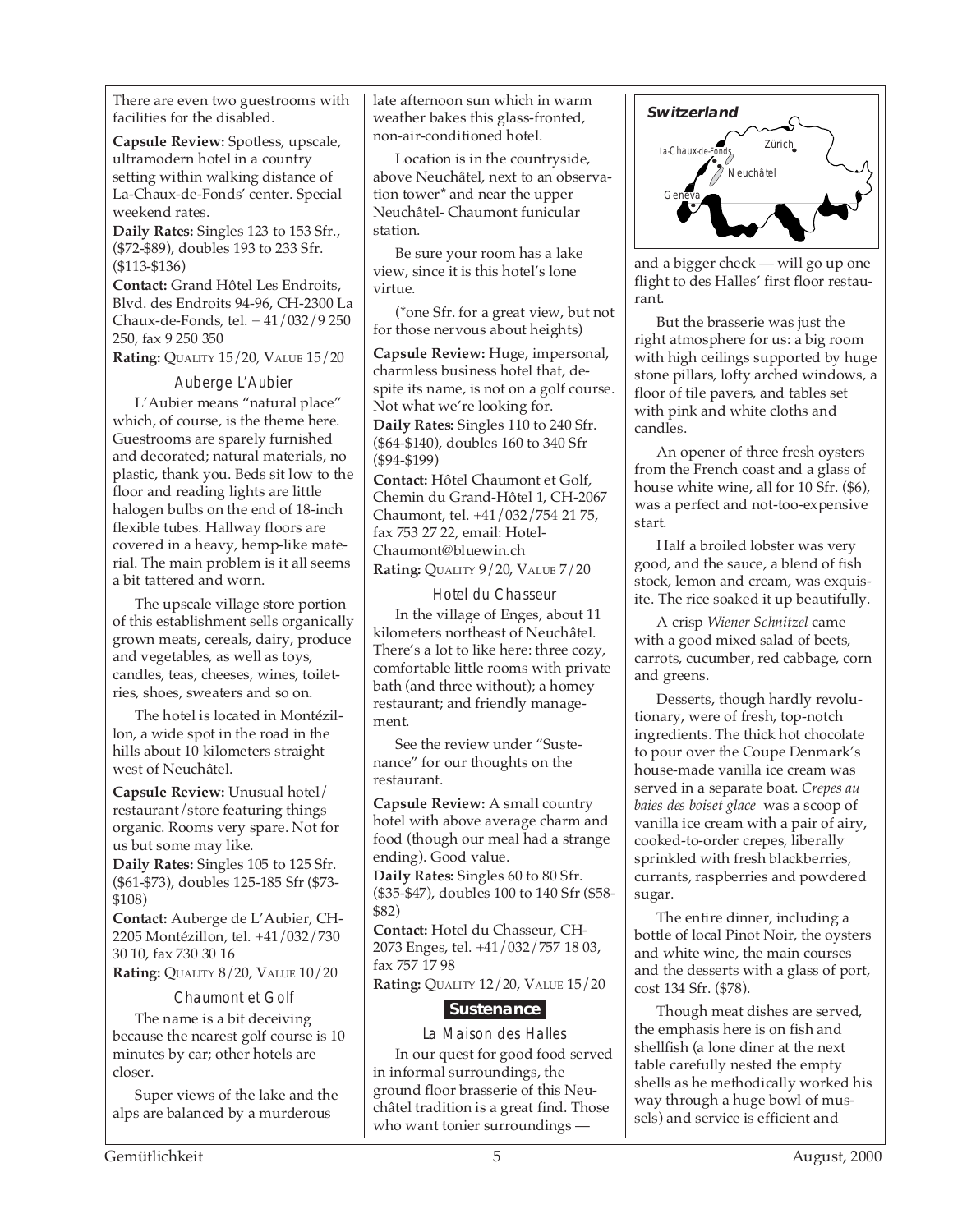There are even two guestrooms with facilities for the disabled.

**Capsule Review:** Spotless, upscale, ultramodern hotel in a country setting within walking distance of La-Chaux-de-Fonds' center. Special weekend rates.

**Daily Rates:** Singles 123 to 153 Sfr., ($72-$89), doubles 193 to 233 Sfr. ($113-$136)

**Contact:** Grand Hôtel Les Endroits, Blvd. des Endroits 94-96, CH-2300 La Chaux-de-Fonds, tel. + 41/032/9 250 250, fax 9 250 350

**Rating:** QUALITY 15/20, VALUE 15/20

### Auberge L'Aubier

L'Aubier means "natural place" which, of course, is the theme here. Guestrooms are sparely furnished and decorated; natural materials, no plastic, thank you. Beds sit low to the floor and reading lights are little halogen bulbs on the end of 18-inch flexible tubes. Hallway floors are covered in a heavy, hemp-like material. The main problem is it all seems a bit tattered and worn.

The upscale village store portion of this establishment sells organically grown meats, cereals, dairy, produce and vegetables, as well as toys, candles, teas, cheeses, wines, toiletries, shoes, sweaters and so on.

The hotel is located in Montézillon, a wide spot in the road in the hills about 10 kilometers straight west of Neuchâtel.

**Capsule Review:** Unusual hotel/restaurant/store featuring things organic. Rooms very spare. Not for us but some may like.

**Daily Rates:** Singles 105 to 125 Sfr. ($61-$73), doubles 125-185 Sfr ($73-$108)

**Contact:** Auberge de L'Aubier, CH-2205 Montézillon, tel. +41/032/730 30 10, fax 730 30 16

**Rating:** QUALITY 8/20, VALUE 10/20

### Chaumont et Golf

The name is a bit deceiving because the nearest golf course is 10 minutes by car; other hotels are closer.

Super views of the lake and the alps are balanced by a murderous late afternoon sun which in warm weather bakes this glass-fronted, non-air-conditioned hotel.

Location is in the countryside, above Neuchâtel, next to an observation tower* and near the upper Neuchâtel- Chaumont funicular station.

Be sure your room has a lake view, since it is this hotel's lone virtue.

(*one Sfr. for a great view, but not for those nervous about heights)

**Capsule Review:** Huge, impersonal, charmless business hotel that, despite its name, is not on a golf course. Not what we're looking for.

**Daily Rates:** Singles 110 to 240 Sfr. ($64-$140), doubles 160 to 340 Sfr ($94-$199)

**Contact:** Hôtel Chaumont et Golf, Chemin du Grand-Hôtel 1, CH-2067 Chaumont, tel. +41/032/754 21 75, fax 753 27 22, email: Hotel-Chaumont@bluewin.ch

**Rating:** QUALITY 9/20, VALUE 7/20

### Hotel du Chasseur

In the village of Enges, about 11 kilometers northeast of Neuchâtel. There's a lot to like here: three cozy, comfortable little rooms with private bath (and three without); a homey restaurant; and friendly management.

See the review under "Sustenance" for our thoughts on the restaurant.

**Capsule Review:** A small country hotel with above average charm and food (though our meal had a strange ending). Good value.

**Daily Rates:** Singles 60 to 80 Sfr. ($35-$47), doubles 100 to 140 Sfr ($58-$82)

**Contact:** Hotel du Chasseur, CH-2073 Enges, tel. +41/032/757 18 03, fax 757 17 98

**Rating:** QUALITY 12/20, VALUE 15/20

## Sustenance

### La Maison des Halles

In our quest for good food served in informal surroundings, the ground floor brasserie of this Neuchâtel tradition is a great find. Those who want tonier surroundings — and a bigger check — will go up one flight to des Halles' first floor restaurant.

But the brasserie was just the right atmosphere for us: a big room with high ceilings supported by huge stone pillars, lofty arched windows, a floor of tile pavers, and tables set with pink and white cloths and candles.

An opener of three fresh oysters from the French coast and a glass of house white wine, all for 10 Sfr. ($6), was a perfect and not-too-expensive start.

Half a broiled lobster was very good, and the sauce, a blend of fish stock, lemon and cream, was exquisite. The rice soaked it up beautifully.

A crisp *Wiener Schnitzel* came with a good mixed salad of beets, carrots, cucumber, red cabbage, corn and greens.

Desserts, though hardly revolutionary, were of fresh, top-notch ingredients. The thick hot chocolate to pour over the Coupe Denmark's house-made vanilla ice cream was served in a separate boat. *Crepes au baies des boiset glace* was a scoop of vanilla ice cream with a pair of airy, cooked-to-order crepes, liberally sprinkled with fresh blackberries, currants, raspberries and powdered sugar.

The entire dinner, including a bottle of local Pinot Noir, the oysters and white wine, the main courses and the desserts with a glass of port, cost 134 Sfr. ($78).

Though meat dishes are served, the emphasis here is on fish and shellfish (a lone diner at the next table carefully nested the empty shells as he methodically worked his way through a huge bowl of mussels) and service is efficient and

Switzerland
La-Chaux-de-Fonds
Zürich
Neuchâtel
Geneva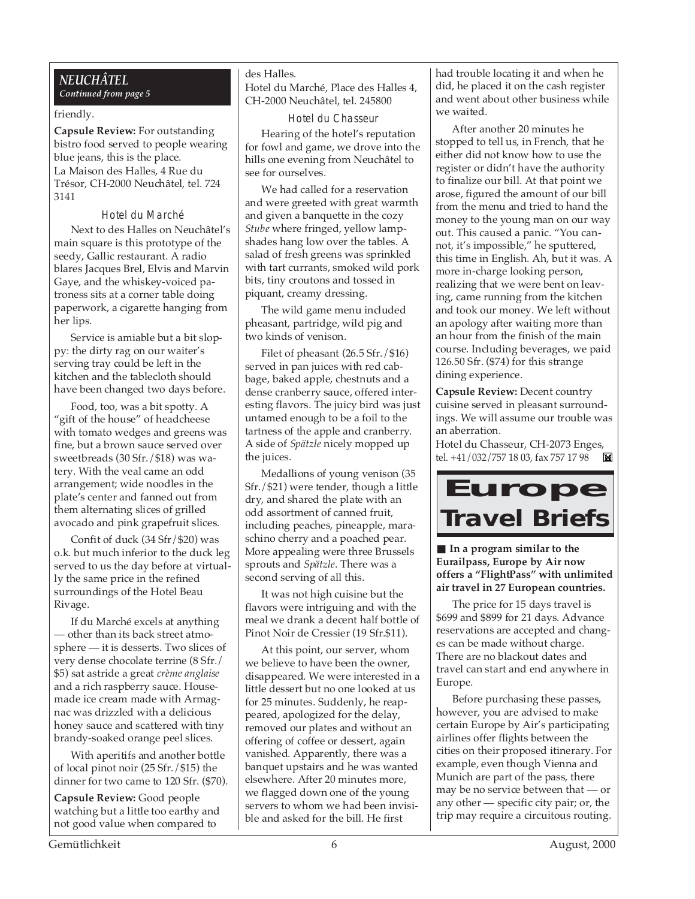## NEUCHÂTEL
*Continued from page 5*

friendly.

**Capsule Review:** For outstanding bistro food served to people wearing blue jeans, this is the place.
La Maison des Halles, 4 Rue du Trésor, CH-2000 Neuchâtel, tel. 724 3141

### Hotel du Marché

Next to des Halles on Neuchâtel's main square is this prototype of the seedy, Gallic restaurant. A radio blares Jacques Brel, Elvis and Marvin Gaye, and the whiskey-voiced patroness sits at a corner table doing paperwork, a cigarette hanging from her lips.

Service is amiable but a bit sloppy: the dirty rag on our waiter's serving tray could be left in the kitchen and the tablecloth should have been changed two days before.

Food, too, was a bit spotty. A "gift of the house" of headcheese with tomato wedges and greens was fine, but a brown sauce served over sweetbreads (30 Sfr./$18) was watery. With the veal came an odd arrangement; wide noodles in the plate's center and fanned out from them alternating slices of grilled avocado and pink grapefruit slices.

Confit of duck (34 Sfr/$20) was o.k. but much inferior to the duck leg served to us the day before at virtually the same price in the refined surroundings of the Hotel Beau Rivage.

If du Marché excels at anything — other than its back street atmosphere — it is desserts. Two slices of very dense chocolate terrine (8 Sfr./ $5) sat astride a great *crème anglaise* and a rich raspberry sauce. Housemade ice cream made with Armagnac was drizzled with a delicious honey sauce and scattered with tiny brandy-soaked orange peel slices.

With aperitifs and another bottle of local pinot noir (25 Sfr./$15) the dinner for two came to 120 Sfr. ($70).

**Capsule Review:** Good people watching but a little too earthy and not good value when compared to des Halles.
Hotel du Marché, Place des Halles 4, CH-2000 Neuchâtel, tel. 245800

### Hotel du Chasseur

Hearing of the hotel's reputation for fowl and game, we drove into the hills one evening from Neuchâtel to see for ourselves.

We had called for a reservation and were greeted with great warmth and given a banquette in the cozy *Stube* where fringed, yellow lampshades hang low over the tables. A salad of fresh greens was sprinkled with tart currants, smoked wild pork bits, tiny croutons and tossed in piquant, creamy dressing.

The wild game menu included pheasant, partridge, wild pig and two kinds of venison.

Filet of pheasant (26.5 Sfr./$16) served in pan juices with red cabbage, baked apple, chestnuts and a dense cranberry sauce, offered interesting flavors. The juicy bird was just untamed enough to be a foil to the tartness of the apple and cranberry. A side of *Spätzle* nicely mopped up the juices.

Medallions of young venison (35 Sfr./$21) were tender, though a little dry, and shared the plate with an odd assortment of canned fruit, including peaches, pineapple, maraschino cherry and a poached pear. More appealing were three Brussels sprouts and *Spätzle*. There was a second serving of all this.

It was not high cuisine but the flavors were intriguing and with the meal we drank a decent half bottle of Pinot Noir de Cressier (19 Sfr.$11).

At this point, our server, whom we believe to have been the owner, disappeared. We were interested in a little dessert but no one looked at us for 25 minutes. Suddenly, he reappeared, apologized for the delay, removed our plates and without an offering of coffee or dessert, again vanished. Apparently, there was a banquet upstairs and he was wanted elsewhere. After 20 minutes more, we flagged down one of the young servers to whom we had been invisible and asked for the bill. He first had trouble locating it and when he did, he placed it on the cash register and went about other business while we waited.

After another 20 minutes he stopped to tell us, in French, that he either did not know how to use the register or didn't have the authority to finalize our bill. At that point we arose, figured the amount of our bill from the menu and tried to hand the money to the young man on our way out. This caused a panic. "You cannot, it's impossible," he sputtered, this time in English. Ah, but it was. A more in-charge looking person, realizing that we were bent on leaving, came running from the kitchen and took our money. We left without an apology after waiting more than an hour from the finish of the main course. Including beverages, we paid 126.50 Sfr. ($74) for this strange dining experience.

**Capsule Review:** Decent country cuisine served in pleasant surroundings. We will assume our trouble was an aberration.
Hotel du Chasseur, CH-2073 Enges, tel. +41/032/757 18 03, fax 757 17 98

# Europe Travel Briefs

■ **In a program similar to the Eurailpass, Europe by Air now offers a "FlightPass" with unlimited air travel in 27 European countries.**

The price for 15 days travel is $699 and $899 for 21 days. Advance reservations are accepted and changes can be made without charge. There are no blackout dates and travel can start and end anywhere in Europe.

Before purchasing these passes, however, you are advised to make certain Europe by Air's participating airlines offer flights between the cities on their proposed itinerary. For example, even though Vienna and Munich are part of the pass, there may be no service between that — or any other — specific city pair; or, the trip may require a circuitous routing.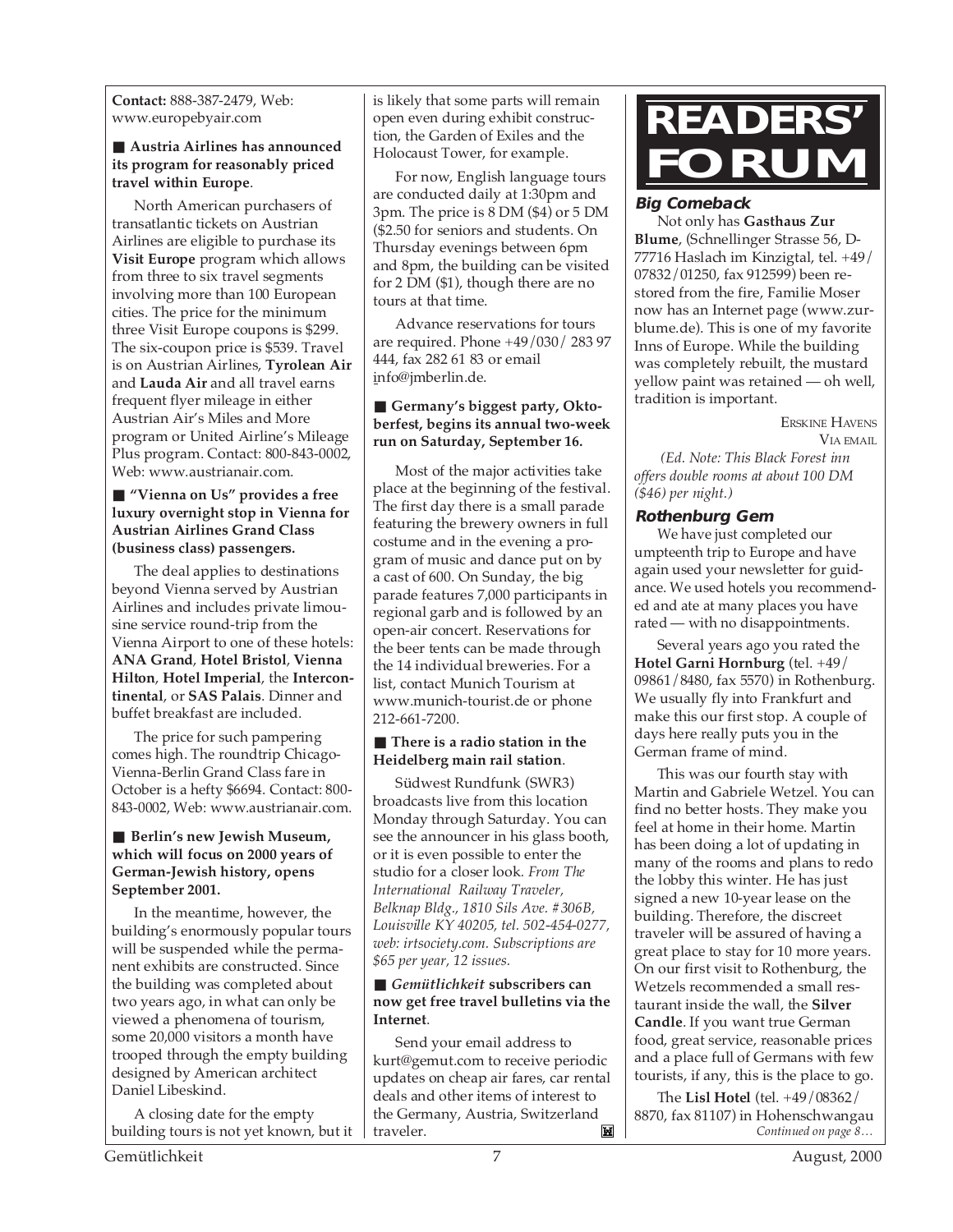**Contact:** 888-387-2479, Web: www.europebyair.com

■ **Austria Airlines has announced its program for reasonably priced travel within Europe**.

North American purchasers of transatlantic tickets on Austrian Airlines are eligible to purchase its **Visit Europe** program which allows from three to six travel segments involving more than 100 European cities. The price for the minimum three Visit Europe coupons is $299. The six-coupon price is $539. Travel is on Austrian Airlines, **Tyrolean Air** and **Lauda Air** and all travel earns frequent flyer mileage in either Austrian Air's Miles and More program or United Airline's Mileage Plus program. Contact: 800-843-0002, Web: www.austrianair.com.

■ **"Vienna on Us" provides a free luxury overnight stop in Vienna for Austrian Airlines Grand Class (business class) passengers.**

The deal applies to destinations beyond Vienna served by Austrian Airlines and includes private limousine service round-trip from the Vienna Airport to one of these hotels: **ANA Grand**, **Hotel Bristol**, **Vienna Hilton**, **Hotel Imperial**, the **Intercontinental**, or **SAS Palais**. Dinner and buffet breakfast are included.

The price for such pampering comes high. The roundtrip Chicago-Vienna-Berlin Grand Class fare in October is a hefty $6694. Contact: 800-843-0002, Web: www.austrianair.com.

■ **Berlin's new Jewish Museum, which will focus on 2000 years of German-Jewish history, opens September 2001.**

In the meantime, however, the building's enormously popular tours will be suspended while the permanent exhibits are constructed. Since the building was completed about two years ago, in what can only be viewed a phenomena of tourism, some 20,000 visitors a month have trooped through the empty building designed by American architect Daniel Libeskind.

A closing date for the empty building tours is not yet known, but it is likely that some parts will remain open even during exhibit construction, the Garden of Exiles and the Holocaust Tower, for example.

For now, English language tours are conducted daily at 1:30pm and 3pm. The price is 8 DM ($4) or 5 DM ($2.50 for seniors and students. On Thursday evenings between 6pm and 8pm, the building can be visited for 2 DM ($1), though there are no tours at that time.

Advance reservations for tours are required. Phone +49/030/ 283 97 444, fax 282 61 83 or email info@jmberlin.de.

■ **Germany's biggest party, Oktoberfest, begins its annual two-week run on Saturday, September 16.**

Most of the major activities take place at the beginning of the festival. The first day there is a small parade featuring the brewery owners in full costume and in the evening a program of music and dance put on by a cast of 600. On Sunday, the big parade features 7,000 participants in regional garb and is followed by an open-air concert. Reservations for the beer tents can be made through the 14 individual breweries. For a list, contact Munich Tourism at www.munich-tourist.de or phone 212-661-7200.

■ **There is a radio station in the Heidelberg main rail station**.

Südwest Rundfunk (SWR3) broadcasts live from this location Monday through Saturday. You can see the announcer in his glass booth, or it is even possible to enter the studio for a closer look. *From The International Railway Traveler, Belknap Bldg., 1810 Sils Ave. #306B, Louisville KY 40205, tel. 502-454-0277, web: irtsociety.com. Subscriptions are $65 per year, 12 issues.*

■ ***Gemütlichkeit* subscribers can now get free travel bulletins via the Internet**.

Send your email address to kurt@gemut.com to receive periodic updates on cheap air fares, car rental deals and other items of interest to the Germany, Austria, Switzerland traveler.

# READERS' FORUM

### Big Comeback

Not only has **Gasthaus Zur Blume**, (Schnellinger Strasse 56, D-77716 Haslach im Kinzigtal, tel. +49/ 07832/01250, fax 912599) been restored from the fire, Familie Moser now has an Internet page (www.zur-blume.de). This is one of my favorite Inns of Europe. While the building was completely rebuilt, the mustard yellow paint was retained — oh well, tradition is important.

ERSKINE HAVENS
VIA EMAIL

*(Ed. Note: This Black Forest inn offers double rooms at about 100 DM ($46) per night.)*

### Rothenburg Gem

We have just completed our umpteenth trip to Europe and have again used your newsletter for guidance. We used hotels you recommended and ate at many places you have rated — with no disappointments.

Several years ago you rated the **Hotel Garni Hornburg** (tel. +49/ 09861/8480, fax 5570) in Rothenburg. We usually fly into Frankfurt and make this our first stop. A couple of days here really puts you in the German frame of mind.

This was our fourth stay with Martin and Gabriele Wetzel. You can find no better hosts. They make you feel at home in their home. Martin has been doing a lot of updating in many of the rooms and plans to redo the lobby this winter. He has just signed a new 10-year lease on the building. Therefore, the discreet traveler will be assured of having a great place to stay for 10 more years. On our first visit to Rothenburg, the Wetzels recommended a small restaurant inside the wall, the **Silver Candle**. If you want true German food, great service, reasonable prices and a place full of Germans with few tourists, if any, this is the place to go.

The **Lisl Hotel** (tel. +49/08362/ 8870, fax 81107) in Hohenschwangau

*Continued on page 8…*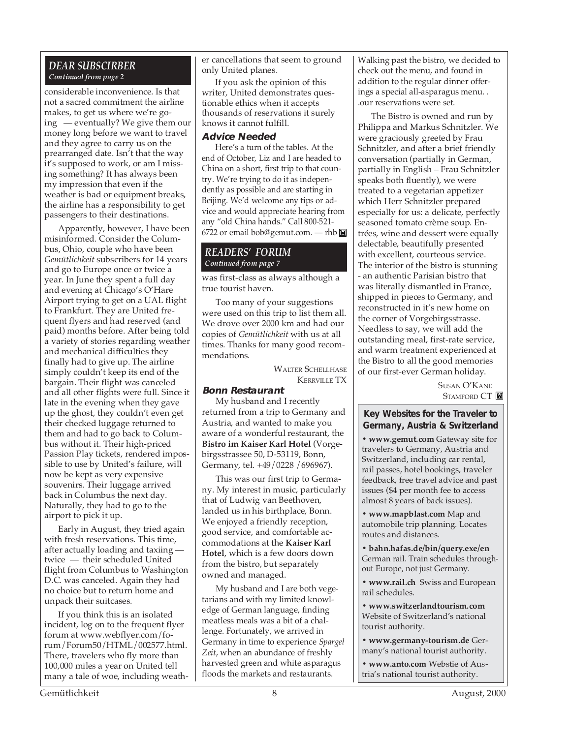## DEAR SUBSCRIBER

*Continued from page 2*

considerable inconvenience. Is that not a sacred commitment the airline makes, to get us where we're going — eventually? We give them our money long before we want to travel and they agree to carry us on the prearranged date. Isn't that the way it's supposed to work, or am I missing something? It has always been my impression that even if the weather is bad or equipment breaks, the airline has a responsibility to get passengers to their destinations.

Apparently, however, I have been misinformed. Consider the Columbus, Ohio, couple who have been *Gemütlichkeit* subscribers for 14 years and go to Europe once or twice a year. In June they spent a full day and evening at Chicago's O'Hare Airport trying to get on a UAL flight to Frankfurt. They are United frequent flyers and had reserved (and paid) months before. After being told a variety of stories regarding weather and mechanical difficulties they finally had to give up. The airline simply couldn't keep its end of the bargain. Their flight was canceled and all other flights were full. Since it late in the evening when they gave up the ghost, they couldn't even get their checked luggage returned to them and had to go back to Columbus without it. Their high-priced Passion Play tickets, rendered impossible to use by United's failure, will now be kept as very expensive souvenirs. Their luggage arrived back in Columbus the next day. Naturally, they had to go to the airport to pick it up.

Early in August, they tried again with fresh reservations. This time, after actually loading and taxiing — twice — their scheduled United flight from Columbus to Washington D.C. was canceled. Again they had no choice but to return home and unpack their suitcases.

If you think this is an isolated incident, log on to the frequent flyer forum at www.webflyer.com/forum/Forum50/HTML/002577.html. There, travelers who fly more than 100,000 miles a year on United tell many a tale of woe, including weather cancellations that seem to ground only United planes.

If you ask the opinion of this writer, United demonstrates questionable ethics when it accepts thousands of reservations it surely knows it cannot fulfill.

### Advice Needed

Here's a turn of the tables. At the end of October, Liz and I are headed to China on a short, first trip to that country. We're trying to do it as independently as possible and are starting in Beijing. We'd welcome any tips or advice and would appreciate hearing from any "old China hands." Call 800-521-6722 or email bob@gemut.com. — rhb

## READERS' FORUM

*Continued from page 7*

was first-class as always although a true tourist haven.

Too many of your suggestions were used on this trip to list them all. We drove over 2000 km and had our copies of *Gemütlichkeit* with us at all times. Thanks for many good recommendations.

WALTER SCHELLHASE
KERRVILLE TX

### Bonn Restaurant

My husband and I recently returned from a trip to Germany and Austria, and wanted to make you aware of a wonderful restaurant, the **Bistro im Kaiser Karl Hotel** (Vorgebirgsstrassee 50, D-53119, Bonn, Germany, tel. +49/0228 /696967).

This was our first trip to Germany. My interest in music, particularly that of Ludwig van Beethoven, landed us in his birthplace, Bonn. We enjoyed a friendly reception, good service, and comfortable accommodations at the **Kaiser Karl Hotel**, which is a few doors down from the bistro, but separately owned and managed.

My husband and I are both vegetarians and with my limited knowledge of German language, finding meatless meals was a bit of a challenge. Fortunately, we arrived in Germany in time to experience *Spargel Zeit*, when an abundance of freshly harvested green and white asparagus floods the markets and restaurants. Walking past the bistro, we decided to check out the menu, and found in addition to the regular dinner offerings a special all-asparagus menu. . .our reservations were set.

The Bistro is owned and run by Philippa and Markus Schnitzler. We were graciously greeted by Frau Schnitzler, and after a brief friendly conversation (partially in German, partially in English – Frau Schnitzler speaks both fluently), we were treated to a vegetarian appetizer which Herr Schnitzler prepared especially for us: a delicate, perfectly seasoned tomato crème soup. Entrées, wine and dessert were equally delectable, beautifully presented with excellent, courteous service. The interior of the bistro is stunning - an authentic Parisian bistro that was literally dismantled in France, shipped in pieces to Germany, and reconstructed in it's new home on the corner of Vorgebirgsstrasse. Needless to say, we will add the outstanding meal, first-rate service, and warm treatment experienced at the Bistro to all the good memories of our first-ever German holiday.

SUSAN O'KANE
STAMFORD CT

### Key Websites for the Traveler to Germany, Austria & Switzerland

- **www.gemut.com** Gateway site for travelers to Germany, Austria and Switzerland, including car rental, rail passes, hotel bookings, traveler feedback, free travel advice and past issues ($4 per month fee to access almost 8 years of back issues).
- **www.mapblast.com** Map and automobile trip planning. Locates routes and distances.
- **bahn.hafas.de/bin/query.exe/en** German rail. Train schedules throughout Europe, not just Germany.
- **www.rail.ch** Swiss and European rail schedules.
- **www.switzerlandtourism.com** Website of Switzerland's national tourist authority.
- **www.germany-tourism.de** Germany's national tourist authority.
- **www.anto.com** Webstie of Austria's national tourist authority.